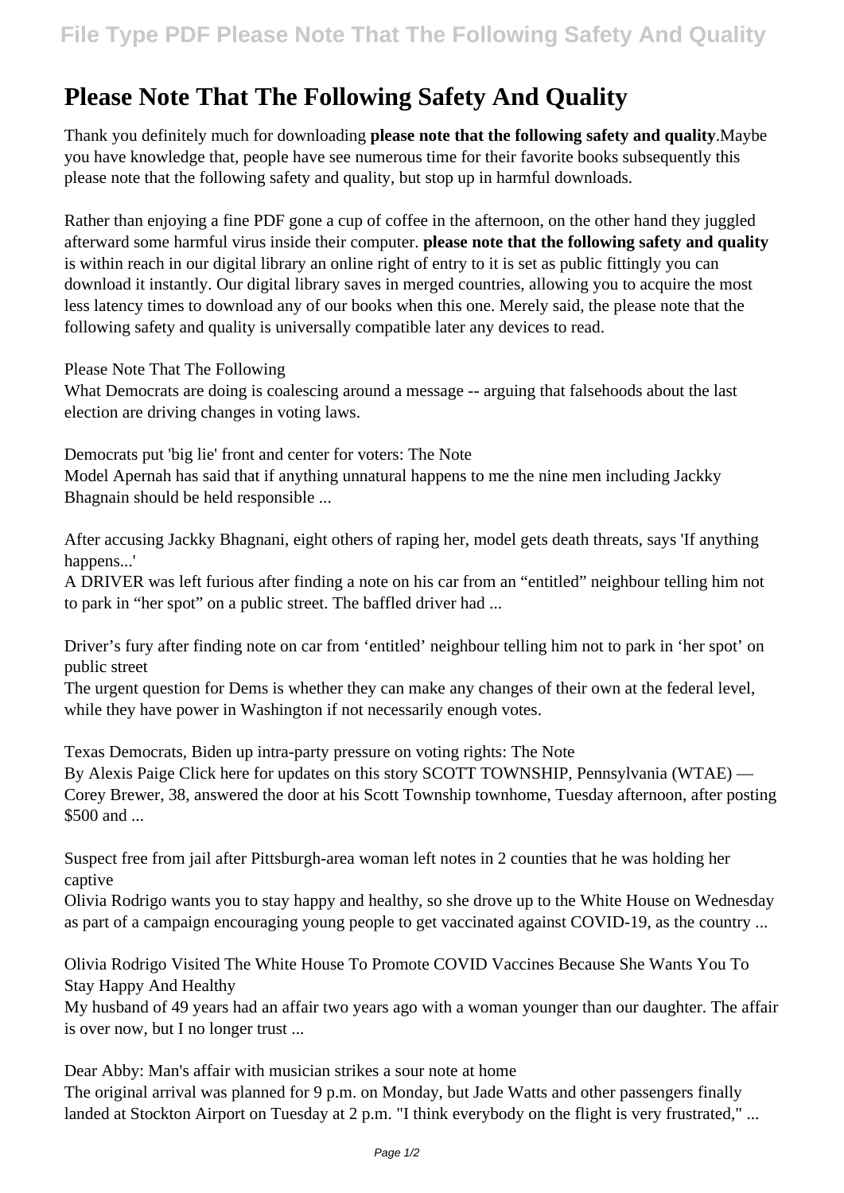# Please Note That The Following Safety And Quality

Thank you definitely much for downloading **please note that the following safety and quality**.Maybe you have knowledge that, people have see numerous time for their favorite books subsequently this please note that the following safety and quality, but stop up in harmful downloads.

Rather than enjoying a fine PDF gone a cup of coffee in the afternoon, on the other hand they juggled afterward some harmful virus inside their computer. **please note that the following safety and quality** is within reach in our digital library an online right of entry to it is set as public fittingly you can download it instantly. Our digital library saves in merged countries, allowing you to acquire the most less latency times to download any of our books when this one. Merely said, the please note that the following safety and quality is universally compatible later any devices to read.

Please Note That The Following

What Democrats are doing is coalescing around a message -- arguing that falsehoods about the last election are driving changes in voting laws.

Democrats put 'big lie' front and center for voters: The Note

Model Apernah has said that if anything unnatural happens to me the nine men including Jackky Bhagnain should be held responsible ...

After accusing Jackky Bhagnani, eight others of raping her, model gets death threats, says 'If anything happens...'

A DRIVER was left furious after finding a note on his car from an "entitled" neighbour telling him not to park in "her spot" on a public street. The baffled driver had ...

Driver's fury after finding note on car from 'entitled' neighbour telling him not to park in 'her spot' on public street

The urgent question for Dems is whether they can make any changes of their own at the federal level, while they have power in Washington if not necessarily enough votes.

Texas Democrats, Biden up intra-party pressure on voting rights: The Note

By Alexis Paige Click here for updates on this story SCOTT TOWNSHIP, Pennsylvania (WTAE) — Corey Brewer, 38, answered the door at his Scott Township townhome, Tuesday afternoon, after posting $500 and ...

Suspect free from jail after Pittsburgh-area woman left notes in 2 counties that he was holding her captive

Olivia Rodrigo wants you to stay happy and healthy, so she drove up to the White House on Wednesday as part of a campaign encouraging young people to get vaccinated against COVID-19, as the country ...

Olivia Rodrigo Visited The White House To Promote COVID Vaccines Because She Wants You To Stay Happy And Healthy

My husband of 49 years had an affair two years ago with a woman younger than our daughter. The affair is over now, but I no longer trust ...

Dear Abby: Man's affair with musician strikes a sour note at home

The original arrival was planned for 9 p.m. on Monday, but Jade Watts and other passengers finally landed at Stockton Airport on Tuesday at 2 p.m. "I think everybody on the flight is very frustrated," ...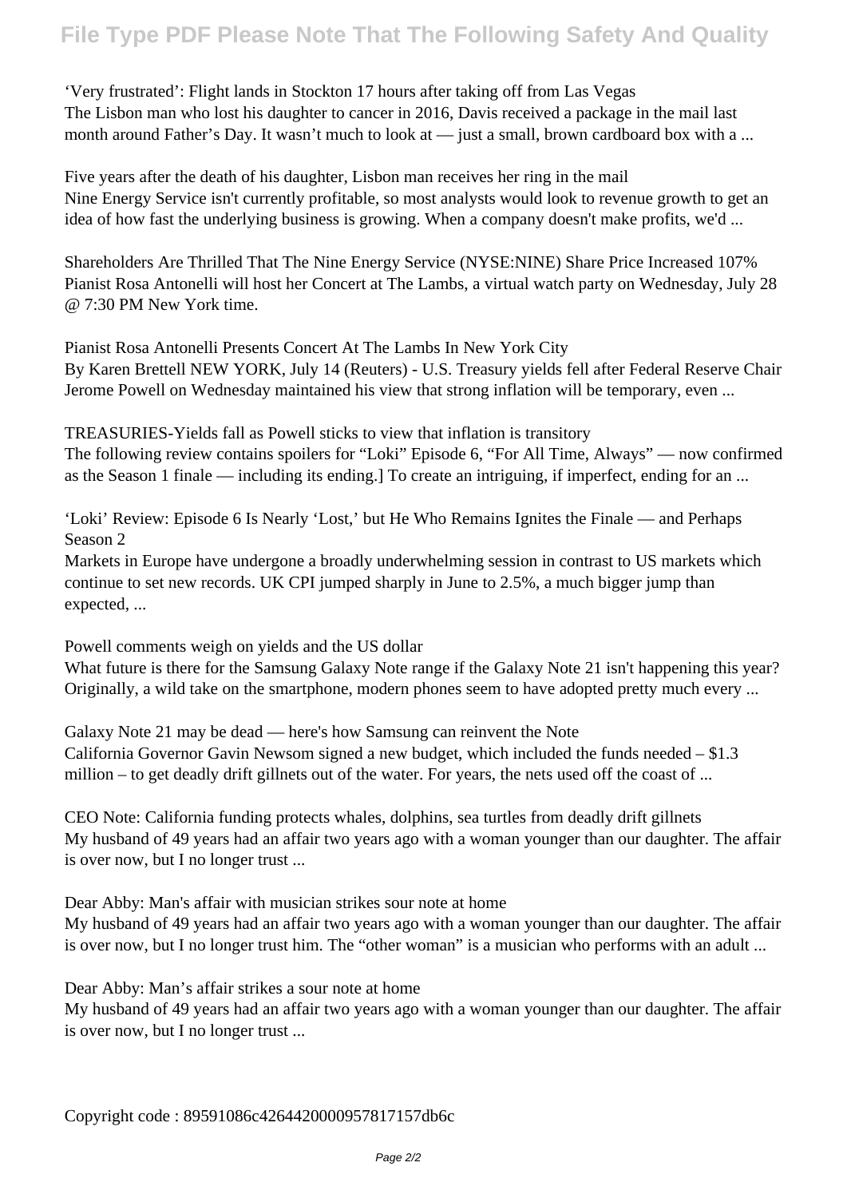'Very frustrated': Flight lands in Stockton 17 hours after taking off from Las Vegas
The Lisbon man who lost his daughter to cancer in 2016, Davis received a package in the mail last month around Father's Day. It wasn't much to look at — just a small, brown cardboard box with a ...

Five years after the death of his daughter, Lisbon man receives her ring in the mail
Nine Energy Service isn't currently profitable, so most analysts would look to revenue growth to get an idea of how fast the underlying business is growing. When a company doesn't make profits, we'd ...

Shareholders Are Thrilled That The Nine Energy Service (NYSE:NINE) Share Price Increased 107%
Pianist Rosa Antonelli will host her Concert at The Lambs, a virtual watch party on Wednesday, July 28 @ 7:30 PM New York time.

Pianist Rosa Antonelli Presents Concert At The Lambs In New York City
By Karen Brettell NEW YORK, July 14 (Reuters) - U.S. Treasury yields fell after Federal Reserve Chair Jerome Powell on Wednesday maintained his view that strong inflation will be temporary, even ...

TREASURIES-Yields fall as Powell sticks to view that inflation is transitory
The following review contains spoilers for "Loki" Episode 6, "For All Time, Always" — now confirmed as the Season 1 finale — including its ending.] To create an intriguing, if imperfect, ending for an ...

'Loki' Review: Episode 6 Is Nearly 'Lost,' but He Who Remains Ignites the Finale — and Perhaps Season 2
Markets in Europe have undergone a broadly underwhelming session in contrast to US markets which continue to set new records. UK CPI jumped sharply in June to 2.5%, a much bigger jump than expected, ...

Powell comments weigh on yields and the US dollar
What future is there for the Samsung Galaxy Note range if the Galaxy Note 21 isn't happening this year? Originally, a wild take on the smartphone, modern phones seem to have adopted pretty much every ...

Galaxy Note 21 may be dead — here's how Samsung can reinvent the Note
California Governor Gavin Newsom signed a new budget, which included the funds needed – $1.3 million – to get deadly drift gillnets out of the water. For years, the nets used off the coast of ...

CEO Note: California funding protects whales, dolphins, sea turtles from deadly drift gillnets
My husband of 49 years had an affair two years ago with a woman younger than our daughter. The affair is over now, but I no longer trust ...

Dear Abby: Man's affair with musician strikes sour note at home
My husband of 49 years had an affair two years ago with a woman younger than our daughter. The affair is over now, but I no longer trust him. The "other woman" is a musician who performs with an adult ...

Dear Abby: Man's affair strikes a sour note at home
My husband of 49 years had an affair two years ago with a woman younger than our daughter. The affair is over now, but I no longer trust ...

Copyright code : 89591086c4264420000957817157db6c